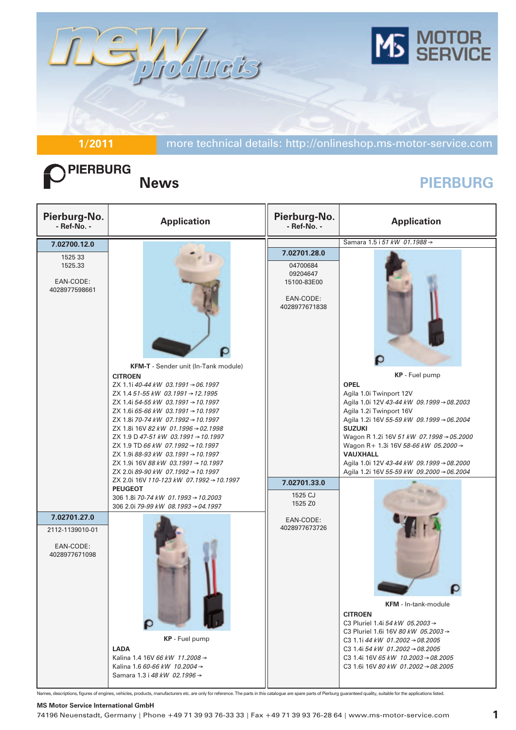# new products

MOTOR SERVICE

**1/2011** more technical details: http://onlineshop.ms-motor-service.com

PIERBURG

## News

## PIERBURG

| Pierburg-No. - Ref-No. - | Application |
|---|---|
| **7.02700.12.0**<br>1525 33<br>1525.33<br><br>EAN-CODE:<br>4028977598661 | **KFM-T** - Sender unit (In-Tank module)<br>**CITROEN**<br>ZX 1.1i *40-44 kW 03.1991→06.1997*<br>ZX 1.4 *51-55 kW 03.1991→12.1995*<br>ZX 1.4i *54-55 kW 03.1991→10.1997*<br>ZX 1.6i *65-66 kW 03.1991→10.1997*<br>ZX 1.8i *70-74 kW 07.1992→10.1997*<br>ZX 1.8i 16V *82 kW 01.1996→02.1998*<br>ZX 1.9 D *47-51 kW 03.1991→10.1997*<br>ZX 1.9 TD *66 kW 07.1992→10.1997*<br>ZX 1.9i *88-93 kW 03.1991→10.1997*<br>ZX 1.9i 16V *88 kW 03.1991→10.1997*<br>ZX 2.0i *89-90 kW 07.1992→10.1997*<br>ZX 2.0i 16V *110-123 kW 07.1992→10.1997*<br>**PEUGEOT**<br>306 1.8i *70-74 kW 01.1993→10.2003*<br>306 2.0i *79-99 kW 08.1993→04.1997* |
| **7.02701.27.0**<br>2112-1139010-01<br><br>EAN-CODE:<br>4028977671098 | **KP** - Fuel pump<br>**LADA**<br>Kalina 1.4 16V *66 kW 11.2008→*<br>Kalina 1.6 *60-66 kW 10.2004→*<br>Samara 1.3 i *48 kW 02.1996→*<br>Samara 1.5 i *51 kW 01.1988→* |
| **7.02701.28.0**<br>04700684<br>09204647<br>15100-83E00<br><br>EAN-CODE:<br>4028977671838 | **KP** - Fuel pump<br>**OPEL**<br>Agila 1.0i Twinport 12V<br>Agila 1.0i 12V *43-44 kW 09.1999→08.2003*<br>Agila 1.2i Twinport 16V<br>Agila 1.2i 16V *55-59 kW 09.1999→06.2004*<br>**SUZUKI**<br>Wagon R 1.2i 16V *51 kW 07.1998→05.2000*<br>Wagon R+ 1.3i 16V *58-66 kW 05.2000→*<br>**VAUXHALL**<br>Agila 1.0i 12V *43-44 kW 09.1999→08.2000*<br>Agila 1.2i 16V *55-59 kW 09.2000→06.2004* |
| **7.02701.33.0**<br>1525 CJ<br>1525 Z0<br><br>EAN-CODE:<br>4028977673726 | **KFM** - In-tank-module<br>**CITROEN**<br>C3 Pluriel 1.4i *54 kW 05.2003→*<br>C3 Pluriel 1.6i 16V *80 kW 05.2003→*<br>C3 1.1i *44 kW 01.2002→08.2005*<br>C3 1.4i *54 kW 01.2002→08.2005*<br>C3 1.4i 16V *65 kW 10.2003→08.2005*<br>C3 1.6i 16V *80 kW 01.2002→08.2005* |

Names, descriptions, figures of engines, vehicles, products, manufacturers etc. are only for reference. The parts in this catalogue are spare parts of Pierburg guaranteed quality, suitable for the applications listed.

**MS Motor Service International GmbH**
74196 Neuenstadt, Germany | Phone +49 71 39 93 76-33 33 | Fax +49 71 39 93 76-28 64 | www.ms-motor-service.com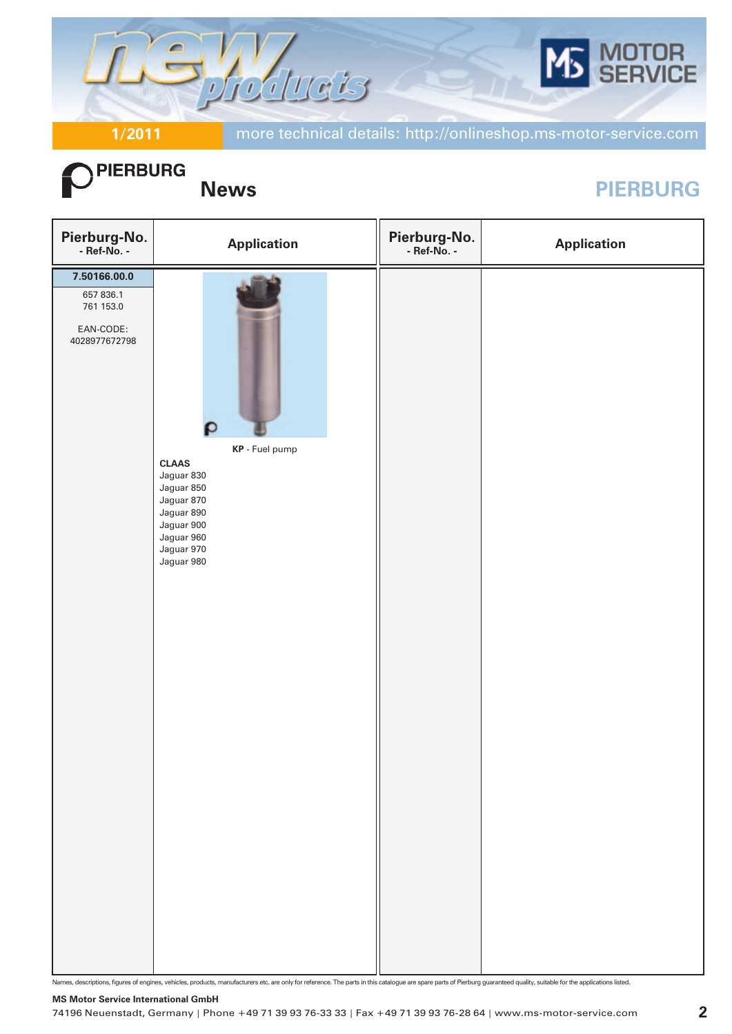# new products

1/2011 more technical details: http://onlineshop.ms-motor-service.com

PIERBURG

## News

PIERBURG

| Pierburg-No. - Ref-No. - | Application | Pierburg-No. - Ref-No. - | Application |
|---|---|---|---|
| **7.50166.00.0** 657 836.1 761 153.0 EAN-CODE: 4028977672798 | **KP** - Fuel pump **CLAAS** Jaguar 830 Jaguar 850 Jaguar 870 Jaguar 890 Jaguar 900 Jaguar 960 Jaguar 970 Jaguar 980 | | |

Names, descriptions, figures of engines, vehicles, products, manufacturers etc. are only for reference. The parts in this catalogue are spare parts of Pierburg guaranteed quality, suitable for the applications listed.

**MS Motor Service International GmbH**
74196 Neuenstadt, Germany | Phone +49 71 39 93 76-33 33 | Fax +49 71 39 93 76-28 64 | www.ms-motor-service.com